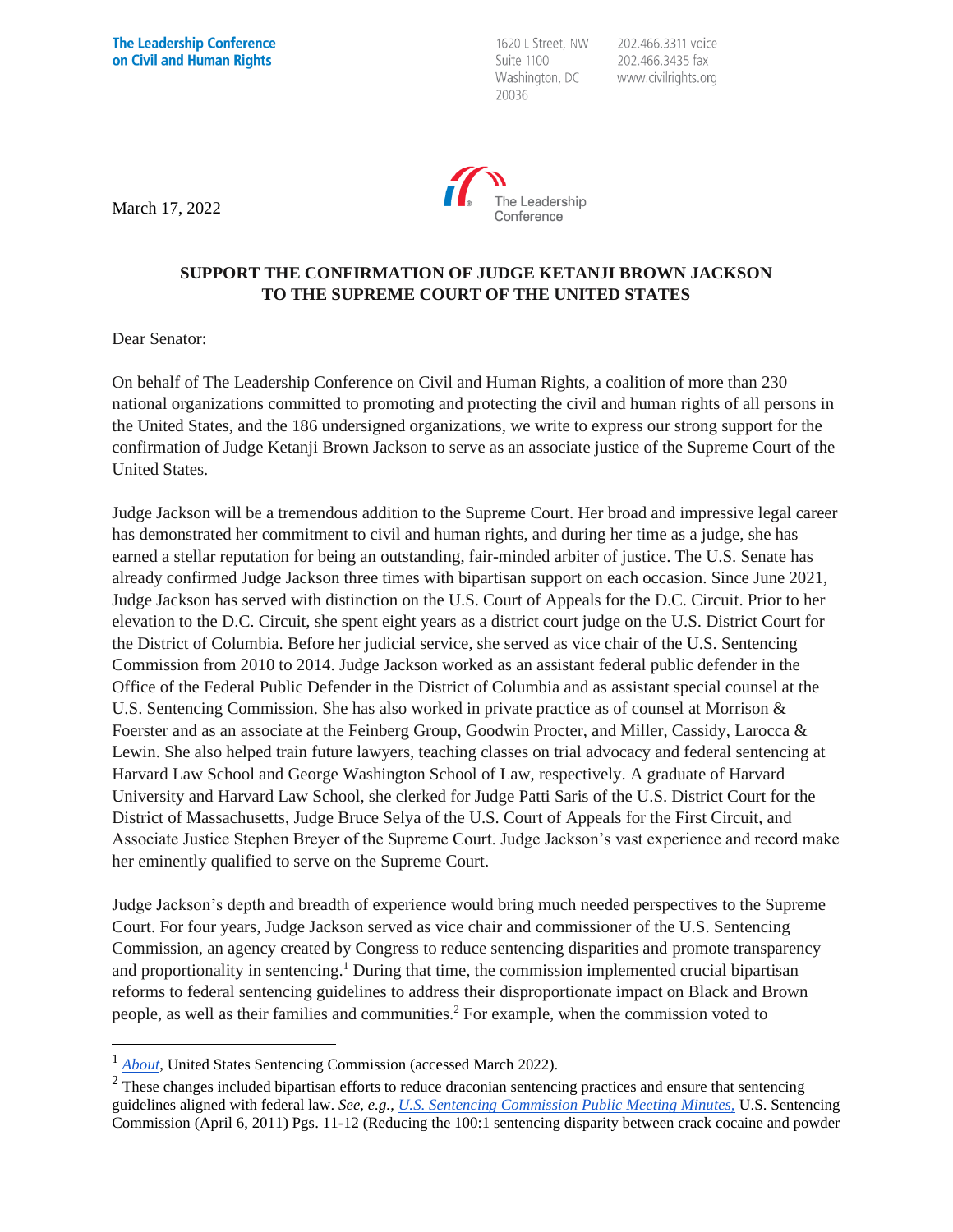The Leadership Conference on Civil and Human Rights

1620 L Street, NW
Suite 1100
Washington, DC
20036

202.466.3311 voice
202.466.3435 fax
www.civilrights.org

March 17, 2022

**SUPPORT THE CONFIRMATION OF JUDGE KETANJI BROWN JACKSON TO THE SUPREME COURT OF THE UNITED STATES**

Dear Senator:

On behalf of The Leadership Conference on Civil and Human Rights, a coalition of more than 230 national organizations committed to promoting and protecting the civil and human rights of all persons in the United States, and the 186 undersigned organizations, we write to express our strong support for the confirmation of Judge Ketanji Brown Jackson to serve as an associate justice of the Supreme Court of the United States.

Judge Jackson will be a tremendous addition to the Supreme Court. Her broad and impressive legal career has demonstrated her commitment to civil and human rights, and during her time as a judge, she has earned a stellar reputation for being an outstanding, fair-minded arbiter of justice. The U.S. Senate has already confirmed Judge Jackson three times with bipartisan support on each occasion. Since June 2021, Judge Jackson has served with distinction on the U.S. Court of Appeals for the D.C. Circuit. Prior to her elevation to the D.C. Circuit, she spent eight years as a district court judge on the U.S. District Court for the District of Columbia. Before her judicial service, she served as vice chair of the U.S. Sentencing Commission from 2010 to 2014. Judge Jackson worked as an assistant federal public defender in the Office of the Federal Public Defender in the District of Columbia and as assistant special counsel at the U.S. Sentencing Commission. She has also worked in private practice as of counsel at Morrison & Foerster and as an associate at the Feinberg Group, Goodwin Procter, and Miller, Cassidy, Larocca & Lewin. She also helped train future lawyers, teaching classes on trial advocacy and federal sentencing at Harvard Law School and George Washington School of Law, respectively. A graduate of Harvard University and Harvard Law School, she clerked for Judge Patti Saris of the U.S. District Court for the District of Massachusetts, Judge Bruce Selya of the U.S. Court of Appeals for the First Circuit, and Associate Justice Stephen Breyer of the Supreme Court. Judge Jackson's vast experience and record make her eminently qualified to serve on the Supreme Court.

Judge Jackson's depth and breadth of experience would bring much needed perspectives to the Supreme Court. For four years, Judge Jackson served as vice chair and commissioner of the U.S. Sentencing Commission, an agency created by Congress to reduce sentencing disparities and promote transparency and proportionality in sentencing.[1] During that time, the commission implemented crucial bipartisan reforms to federal sentencing guidelines to address their disproportionate impact on Black and Brown people, as well as their families and communities.[2] For example, when the commission voted to

---

[1] *About*, United States Sentencing Commission (accessed March 2022).

[2] These changes included bipartisan efforts to reduce draconian sentencing practices and ensure that sentencing guidelines aligned with federal law. *See, e.g., U.S. Sentencing Commission Public Meeting Minutes,* U.S. Sentencing Commission (April 6, 2011) Pgs. 11-12 (Reducing the 100:1 sentencing disparity between crack cocaine and powder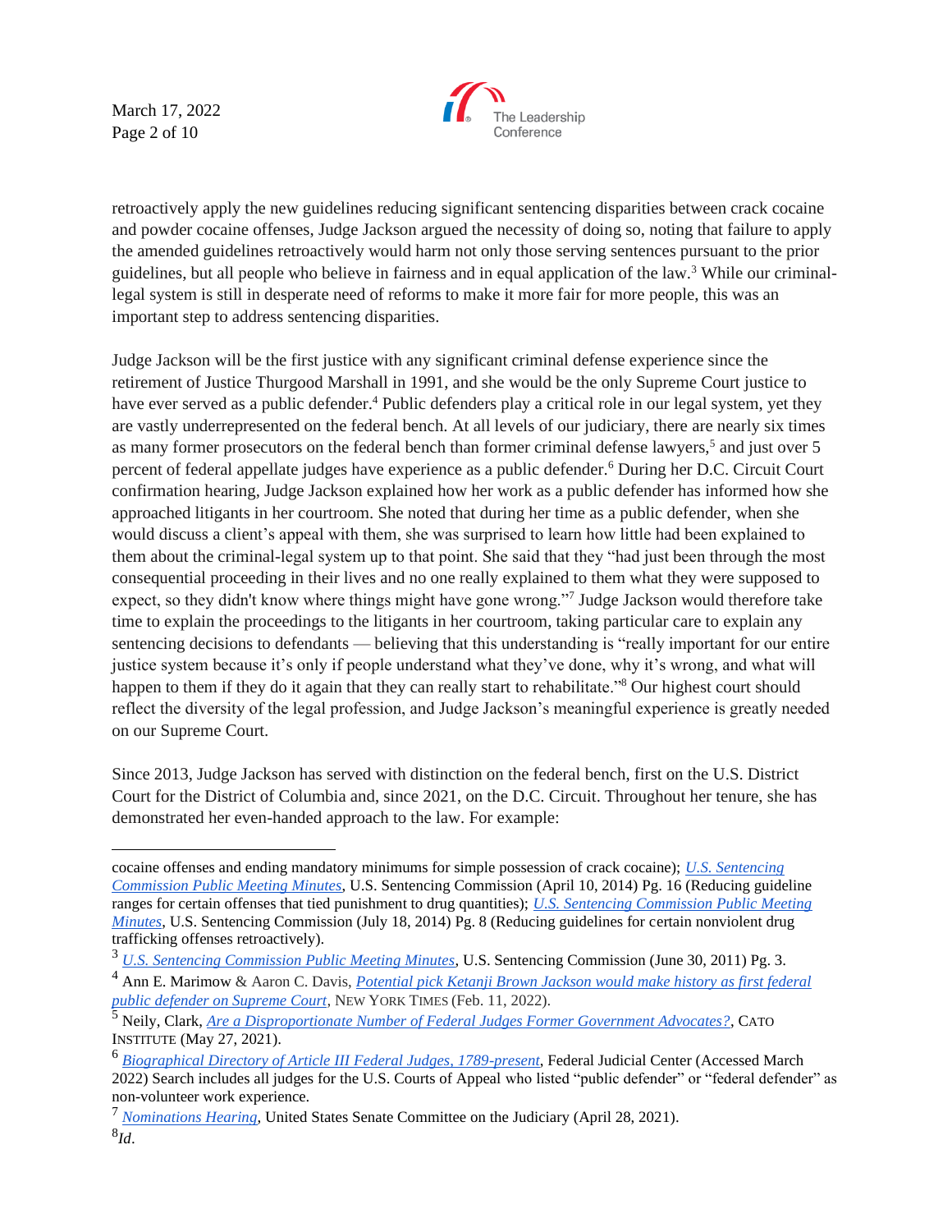retroactively apply the new guidelines reducing significant sentencing disparities between crack cocaine and powder cocaine offenses, Judge Jackson argued the necessity of doing so, noting that failure to apply the amended guidelines retroactively would harm not only those serving sentences pursuant to the prior guidelines, but all people who believe in fairness and in equal application of the law.[3] While our criminal-legal system is still in desperate need of reforms to make it more fair for more people, this was an important step to address sentencing disparities.

Judge Jackson will be the first justice with any significant criminal defense experience since the retirement of Justice Thurgood Marshall in 1991, and she would be the only Supreme Court justice to have ever served as a public defender.[4] Public defenders play a critical role in our legal system, yet they are vastly underrepresented on the federal bench. At all levels of our judiciary, there are nearly six times as many former prosecutors on the federal bench than former criminal defense lawyers,[5] and just over 5 percent of federal appellate judges have experience as a public defender.[6] During her D.C. Circuit Court confirmation hearing, Judge Jackson explained how her work as a public defender has informed how she approached litigants in her courtroom. She noted that during her time as a public defender, when she would discuss a client's appeal with them, she was surprised to learn how little had been explained to them about the criminal-legal system up to that point. She said that they "had just been through the most consequential proceeding in their lives and no one really explained to them what they were supposed to expect, so they didn't know where things might have gone wrong."[7] Judge Jackson would therefore take time to explain the proceedings to the litigants in her courtroom, taking particular care to explain any sentencing decisions to defendants — believing that this understanding is "really important for our entire justice system because it's only if people understand what they've done, why it's wrong, and what will happen to them if they do it again that they can really start to rehabilitate."[8] Our highest court should reflect the diversity of the legal profession, and Judge Jackson's meaningful experience is greatly needed on our Supreme Court.

Since 2013, Judge Jackson has served with distinction on the federal bench, first on the U.S. District Court for the District of Columbia and, since 2021, on the D.C. Circuit. Throughout her tenure, she has demonstrated her even-handed approach to the law. For example:

---

cocaine offenses and ending mandatory minimums for simple possession of crack cocaine); *U.S. Sentencing Commission Public Meeting Minutes*, U.S. Sentencing Commission (April 10, 2014) Pg. 16 (Reducing guideline ranges for certain offenses that tied punishment to drug quantities); *U.S. Sentencing Commission Public Meeting Minutes*, U.S. Sentencing Commission (July 18, 2014) Pg. 8 (Reducing guidelines for certain nonviolent drug trafficking offenses retroactively).

[3] *U.S. Sentencing Commission Public Meeting Minutes*, U.S. Sentencing Commission (June 30, 2011) Pg. 3.

[4] Ann E. Marimow & Aaron C. Davis, *Potential pick Ketanji Brown Jackson would make history as first federal public defender on Supreme Court*, NEW YORK TIMES (Feb. 11, 2022).

[5] Neily, Clark, *Are a Disproportionate Number of Federal Judges Former Government Advocates?*, CATO INSTITUTE (May 27, 2021).

[6] *Biographical Directory of Article III Federal Judges, 1789-present*, Federal Judicial Center (Accessed March 2022) Search includes all judges for the U.S. Courts of Appeal who listed "public defender" or "federal defender" as non-volunteer work experience.

[7] *Nominations Hearing*, United States Senate Committee on the Judiciary (April 28, 2021).

[8] *Id*.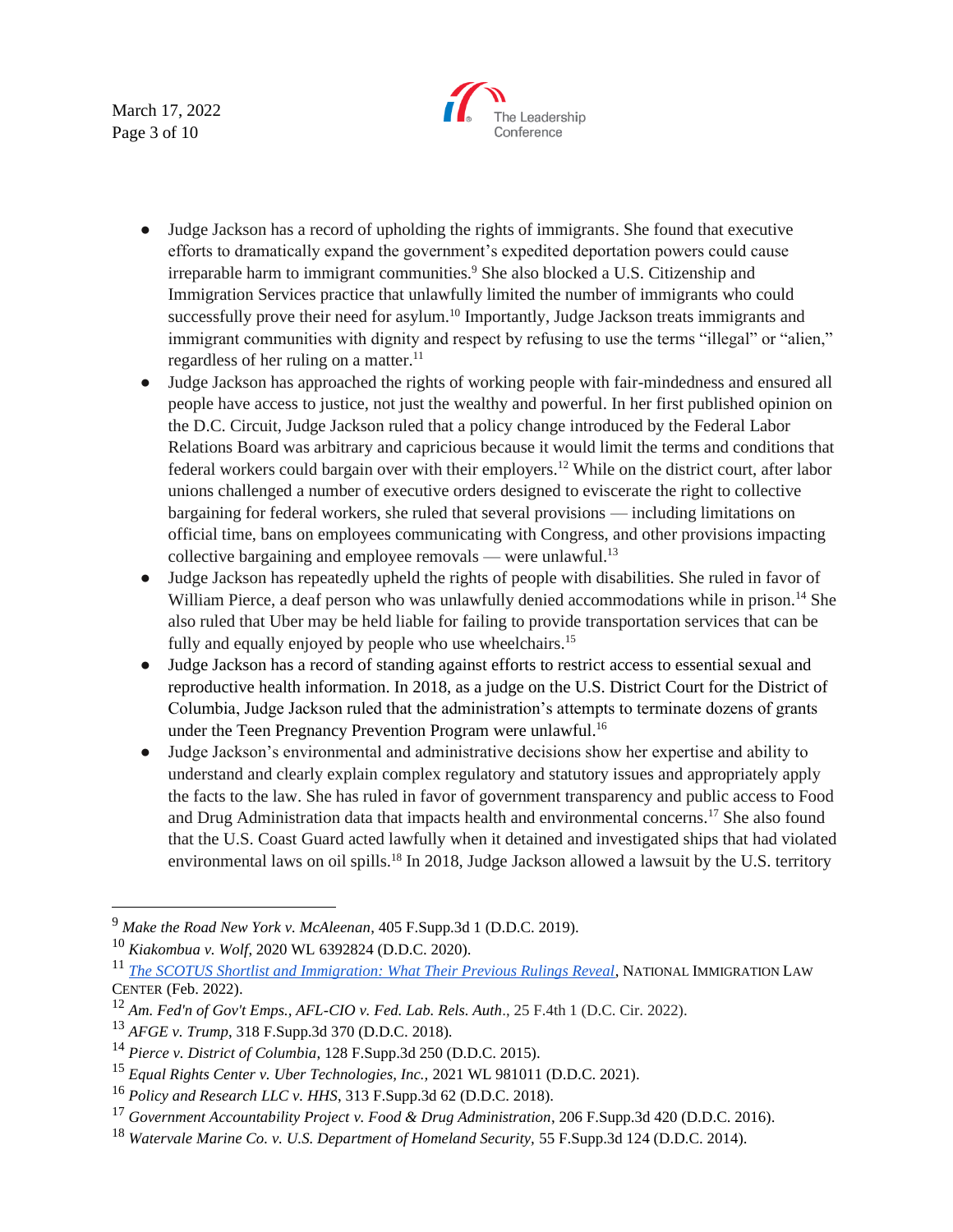- Judge Jackson has a record of upholding the rights of immigrants. She found that executive efforts to dramatically expand the government's expedited deportation powers could cause irreparable harm to immigrant communities.[9] She also blocked a U.S. Citizenship and Immigration Services practice that unlawfully limited the number of immigrants who could successfully prove their need for asylum.[10] Importantly, Judge Jackson treats immigrants and immigrant communities with dignity and respect by refusing to use the terms "illegal" or "alien," regardless of her ruling on a matter.[11]
- Judge Jackson has approached the rights of working people with fair-mindedness and ensured all people have access to justice, not just the wealthy and powerful. In her first published opinion on the D.C. Circuit, Judge Jackson ruled that a policy change introduced by the Federal Labor Relations Board was arbitrary and capricious because it would limit the terms and conditions that federal workers could bargain over with their employers.[12] While on the district court, after labor unions challenged a number of executive orders designed to eviscerate the right to collective bargaining for federal workers, she ruled that several provisions — including limitations on official time, bans on employees communicating with Congress, and other provisions impacting collective bargaining and employee removals — were unlawful.[13]
- Judge Jackson has repeatedly upheld the rights of people with disabilities. She ruled in favor of William Pierce, a deaf person who was unlawfully denied accommodations while in prison.[14] She also ruled that Uber may be held liable for failing to provide transportation services that can be fully and equally enjoyed by people who use wheelchairs.[15]
- Judge Jackson has a record of standing against efforts to restrict access to essential sexual and reproductive health information. In 2018, as a judge on the U.S. District Court for the District of Columbia, Judge Jackson ruled that the administration's attempts to terminate dozens of grants under the Teen Pregnancy Prevention Program were unlawful.[16]
- Judge Jackson's environmental and administrative decisions show her expertise and ability to understand and clearly explain complex regulatory and statutory issues and appropriately apply the facts to the law. She has ruled in favor of government transparency and public access to Food and Drug Administration data that impacts health and environmental concerns.[17] She also found that the U.S. Coast Guard acted lawfully when it detained and investigated ships that had violated environmental laws on oil spills.[18] In 2018, Judge Jackson allowed a lawsuit by the U.S. territory

---

[9] *Make the Road New York v. McAleenan*, 405 F.Supp.3d 1 (D.D.C. 2019).

[10] *Kiakombua v. Wolf*, 2020 WL 6392824 (D.D.C. 2020).

[11] *The SCOTUS Shortlist and Immigration: What Their Previous Rulings Reveal*, NATIONAL IMMIGRATION LAW CENTER (Feb. 2022).

[12] *Am. Fed'n of Gov't Emps., AFL-CIO v. Fed. Lab. Rels. Auth*., 25 F.4th 1 (D.C. Cir. 2022).

[13] *AFGE v. Trump*, 318 F.Supp.3d 370 (D.D.C. 2018).

[14] *Pierce v. District of Columbia*, 128 F.Supp.3d 250 (D.D.C. 2015).

[15] *Equal Rights Center v. Uber Technologies, Inc.,* 2021 WL 981011 (D.D.C. 2021).

[16] *Policy and Research LLC v. HHS*, 313 F.Supp.3d 62 (D.D.C. 2018).

[17] *Government Accountability Project v. Food & Drug Administration*, 206 F.Supp.3d 420 (D.D.C. 2016).

[18] *Watervale Marine Co. v. U.S. Department of Homeland Security,* 55 F.Supp.3d 124 (D.D.C. 2014).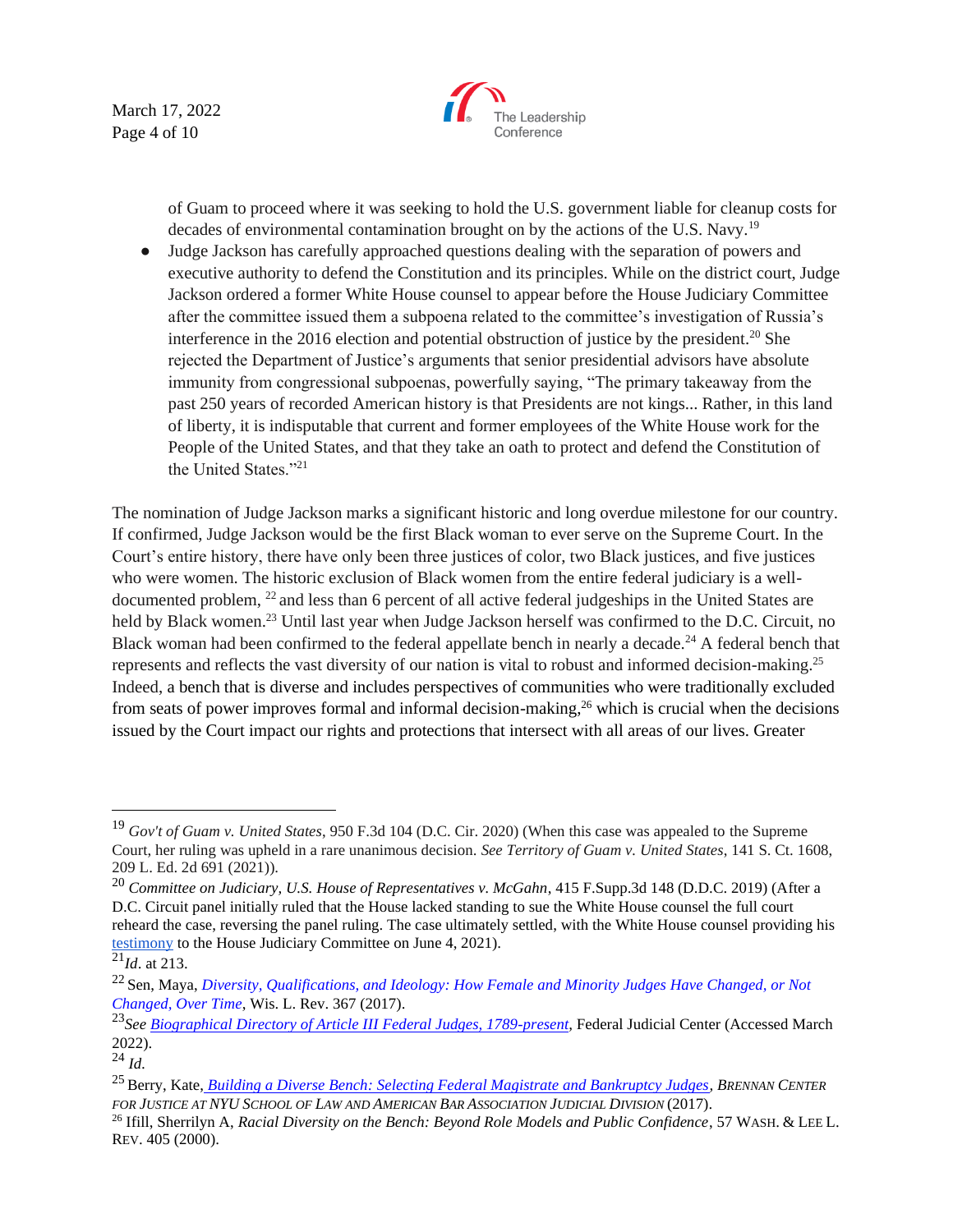of Guam to proceed where it was seeking to hold the U.S. government liable for cleanup costs for decades of environmental contamination brought on by the actions of the U.S. Navy.[19]

- Judge Jackson has carefully approached questions dealing with the separation of powers and executive authority to defend the Constitution and its principles. While on the district court, Judge Jackson ordered a former White House counsel to appear before the House Judiciary Committee after the committee issued them a subpoena related to the committee's investigation of Russia's interference in the 2016 election and potential obstruction of justice by the president.[20] She rejected the Department of Justice's arguments that senior presidential advisors have absolute immunity from congressional subpoenas, powerfully saying, "The primary takeaway from the past 250 years of recorded American history is that Presidents are not kings... Rather, in this land of liberty, it is indisputable that current and former employees of the White House work for the People of the United States, and that they take an oath to protect and defend the Constitution of the United States."[21]

The nomination of Judge Jackson marks a significant historic and long overdue milestone for our country. If confirmed, Judge Jackson would be the first Black woman to ever serve on the Supreme Court. In the Court's entire history, there have only been three justices of color, two Black justices, and five justices who were women. The historic exclusion of Black women from the entire federal judiciary is a well-documented problem, [22] and less than 6 percent of all active federal judgeships in the United States are held by Black women.[23] Until last year when Judge Jackson herself was confirmed to the D.C. Circuit, no Black woman had been confirmed to the federal appellate bench in nearly a decade.[24] A federal bench that represents and reflects the vast diversity of our nation is vital to robust and informed decision-making.[25] Indeed, a bench that is diverse and includes perspectives of communities who were traditionally excluded from seats of power improves formal and informal decision-making,[26] which is crucial when the decisions issued by the Court impact our rights and protections that intersect with all areas of our lives. Greater

---

[19] *Gov't of Guam v. United States*, 950 F.3d 104 (D.C. Cir. 2020) (When this case was appealed to the Supreme Court, her ruling was upheld in a rare unanimous decision. *See Territory of Guam v. United States*, 141 S. Ct. 1608, 209 L. Ed. 2d 691 (2021)).

[20] *Committee on Judiciary, U.S. House of Representatives v. McGahn*, 415 F.Supp.3d 148 (D.D.C. 2019) (After a D.C. Circuit panel initially ruled that the House lacked standing to sue the White House counsel the full court reheard the case, reversing the panel ruling. The case ultimately settled, with the White House counsel providing his testimony to the House Judiciary Committee on June 4, 2021).

[21] *Id*. at 213.

[22] Sen, Maya, *Diversity, Qualifications, and Ideology: How Female and Minority Judges Have Changed, or Not Changed, Over Time*, Wis. L. Rev. 367 (2017).

[23] *See Biographical Directory of Article III Federal Judges, 1789-present*, Federal Judicial Center (Accessed March 2022).

[24] *Id.*

[25] Berry, Kate, *Building a Diverse Bench: Selecting Federal Magistrate and Bankruptcy Judges*, Brennan Center for Justice at NYU School of Law and American Bar Association Judicial Division (2017).

[26] Ifill, Sherrilyn A, *Racial Diversity on the Bench: Beyond Role Models and Public Confidence*, 57 Wash. & Lee L. Rev. 405 (2000).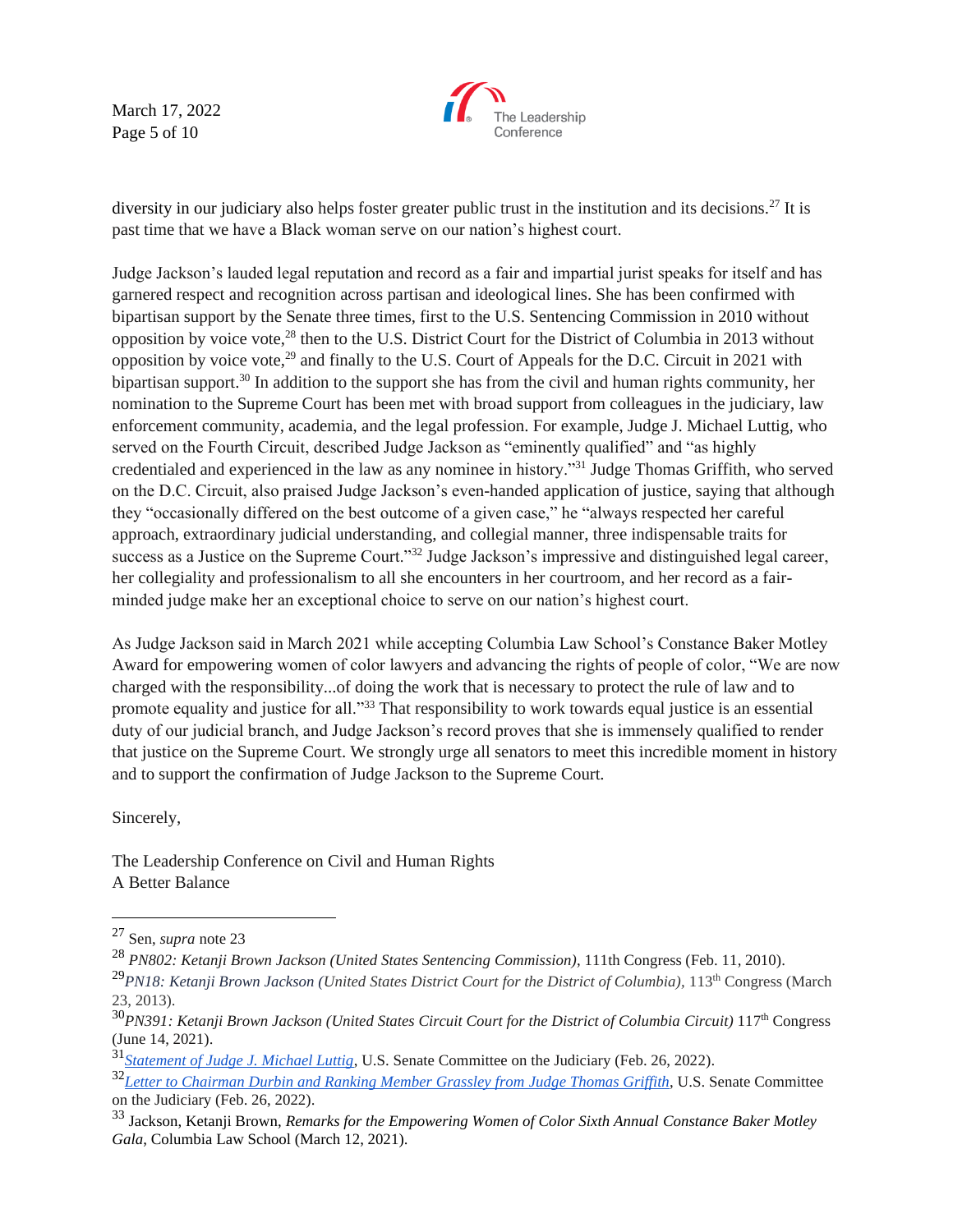diversity in our judiciary also helps foster greater public trust in the institution and its decisions.[27] It is past time that we have a Black woman serve on our nation's highest court.

Judge Jackson's lauded legal reputation and record as a fair and impartial jurist speaks for itself and has garnered respect and recognition across partisan and ideological lines. She has been confirmed with bipartisan support by the Senate three times, first to the U.S. Sentencing Commission in 2010 without opposition by voice vote,[28] then to the U.S. District Court for the District of Columbia in 2013 without opposition by voice vote,[29] and finally to the U.S. Court of Appeals for the D.C. Circuit in 2021 with bipartisan support.[30] In addition to the support she has from the civil and human rights community, her nomination to the Supreme Court has been met with broad support from colleagues in the judiciary, law enforcement community, academia, and the legal profession. For example, Judge J. Michael Luttig, who served on the Fourth Circuit, described Judge Jackson as "eminently qualified" and "as highly credentialed and experienced in the law as any nominee in history."[31] Judge Thomas Griffith, who served on the D.C. Circuit, also praised Judge Jackson's even-handed application of justice, saying that although they "occasionally differed on the best outcome of a given case," he "always respected her careful approach, extraordinary judicial understanding, and collegial manner, three indispensable traits for success as a Justice on the Supreme Court."[32] Judge Jackson's impressive and distinguished legal career, her collegiality and professionalism to all she encounters in her courtroom, and her record as a fair-minded judge make her an exceptional choice to serve on our nation's highest court.

As Judge Jackson said in March 2021 while accepting Columbia Law School's Constance Baker Motley Award for empowering women of color lawyers and advancing the rights of people of color, "We are now charged with the responsibility...of doing the work that is necessary to protect the rule of law and to promote equality and justice for all."[33] That responsibility to work towards equal justice is an essential duty of our judicial branch, and Judge Jackson's record proves that she is immensely qualified to render that justice on the Supreme Court. We strongly urge all senators to meet this incredible moment in history and to support the confirmation of Judge Jackson to the Supreme Court.

Sincerely,

The Leadership Conference on Civil and Human Rights
A Better Balance

---

[27] Sen, *supra* note 23

[28] *PN802: Ketanji Brown Jackson (United States Sentencing Commission)*, 111th Congress (Feb. 11, 2010).

[29] *PN18: Ketanji Brown Jackson (United States District Court for the District of Columbia)*, 113th Congress (March 23, 2013).

[30] *PN391: Ketanji Brown Jackson (United States Circuit Court for the District of Columbia Circuit)* 117th Congress (June 14, 2021).

[31] *Statement of Judge J. Michael Luttig*, U.S. Senate Committee on the Judiciary (Feb. 26, 2022).

[32] *Letter to Chairman Durbin and Ranking Member Grassley from Judge Thomas Griffith*, U.S. Senate Committee on the Judiciary (Feb. 26, 2022).

[33] Jackson, Ketanji Brown, *Remarks for the Empowering Women of Color Sixth Annual Constance Baker Motley Gala*, Columbia Law School (March 12, 2021).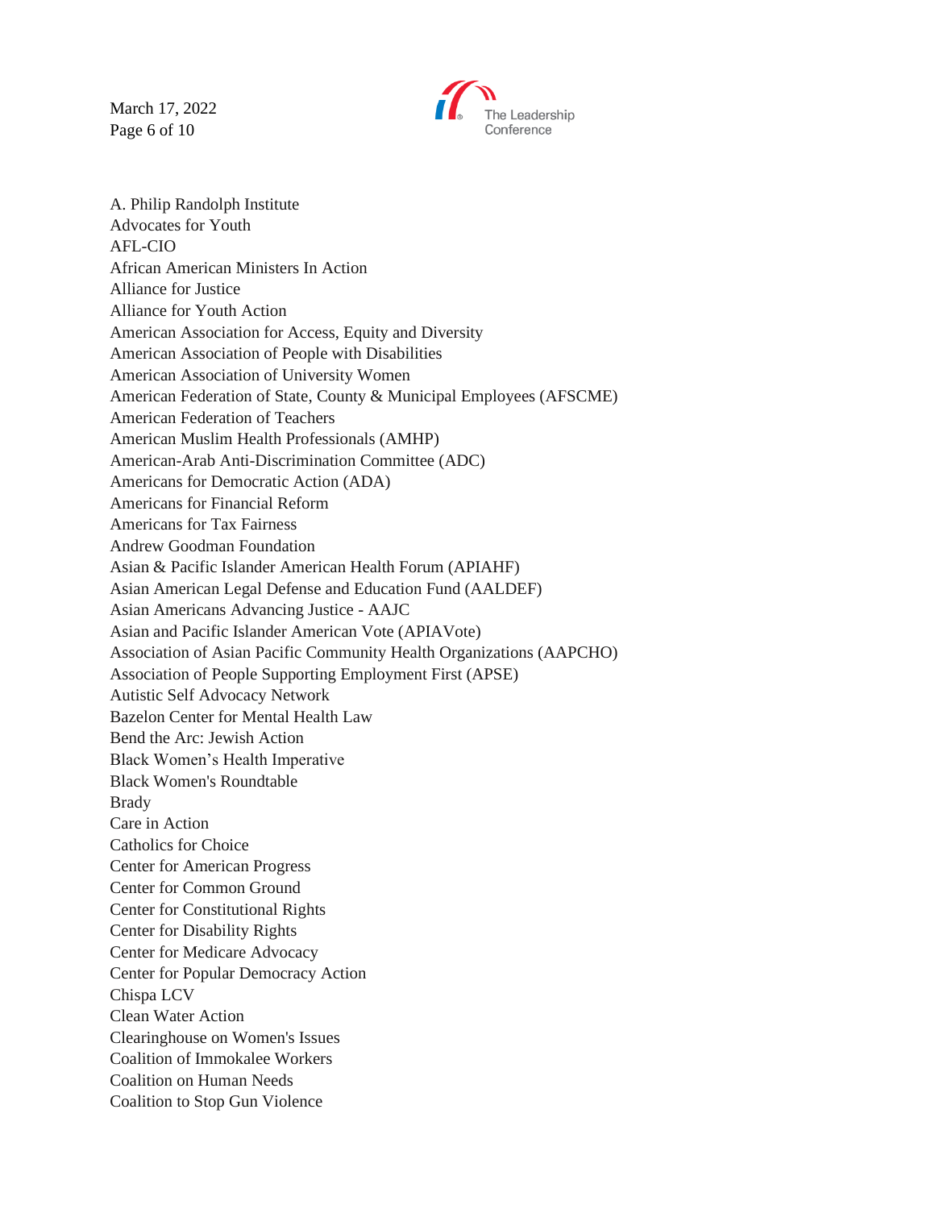A. Philip Randolph Institute
Advocates for Youth
AFL-CIO
African American Ministers In Action
Alliance for Justice
Alliance for Youth Action
American Association for Access, Equity and Diversity
American Association of People with Disabilities
American Association of University Women
American Federation of State, County & Municipal Employees (AFSCME)
American Federation of Teachers
American Muslim Health Professionals (AMHP)
American-Arab Anti-Discrimination Committee (ADC)
Americans for Democratic Action (ADA)
Americans for Financial Reform
Americans for Tax Fairness
Andrew Goodman Foundation
Asian & Pacific Islander American Health Forum (APIAHF)
Asian American Legal Defense and Education Fund (AALDEF)
Asian Americans Advancing Justice - AAJC
Asian and Pacific Islander American Vote (APIAVote)
Association of Asian Pacific Community Health Organizations (AAPCHO)
Association of People Supporting Employment First (APSE)
Autistic Self Advocacy Network
Bazelon Center for Mental Health Law
Bend the Arc: Jewish Action
Black Women's Health Imperative
Black Women's Roundtable
Brady
Care in Action
Catholics for Choice
Center for American Progress
Center for Common Ground
Center for Constitutional Rights
Center for Disability Rights
Center for Medicare Advocacy
Center for Popular Democracy Action
Chispa LCV
Clean Water Action
Clearinghouse on Women's Issues
Coalition of Immokalee Workers
Coalition on Human Needs
Coalition to Stop Gun Violence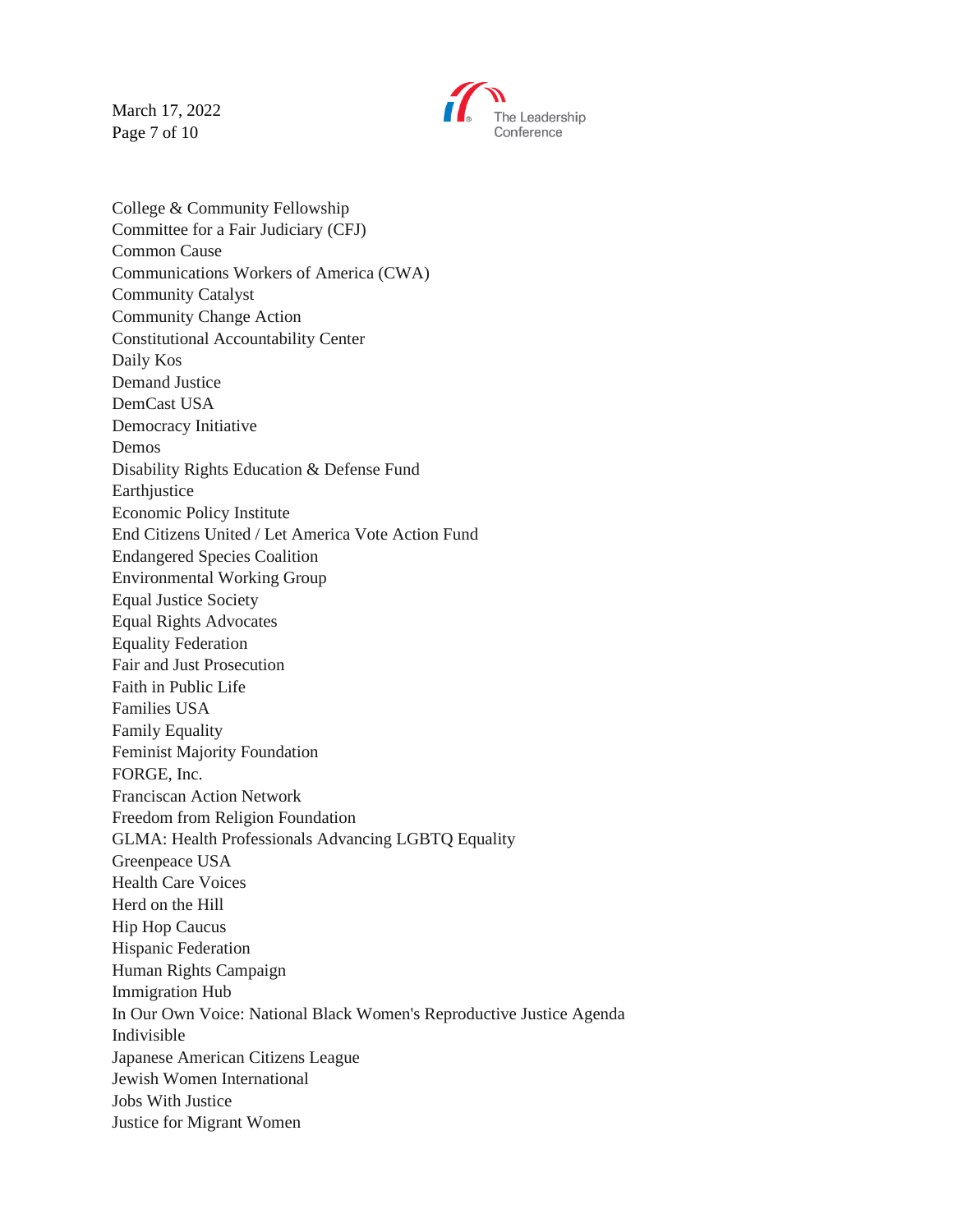College & Community Fellowship
Committee for a Fair Judiciary (CFJ)
Common Cause
Communications Workers of America (CWA)
Community Catalyst
Community Change Action
Constitutional Accountability Center
Daily Kos
Demand Justice
DemCast USA
Democracy Initiative
Demos
Disability Rights Education & Defense Fund
Earthjustice
Economic Policy Institute
End Citizens United / Let America Vote Action Fund
Endangered Species Coalition
Environmental Working Group
Equal Justice Society
Equal Rights Advocates
Equality Federation
Fair and Just Prosecution
Faith in Public Life
Families USA
Family Equality
Feminist Majority Foundation
FORGE, Inc.
Franciscan Action Network
Freedom from Religion Foundation
GLMA: Health Professionals Advancing LGBTQ Equality
Greenpeace USA
Health Care Voices
Herd on the Hill
Hip Hop Caucus
Hispanic Federation
Human Rights Campaign
Immigration Hub
In Our Own Voice: National Black Women's Reproductive Justice Agenda
Indivisible
Japanese American Citizens League
Jewish Women International
Jobs With Justice
Justice for Migrant Women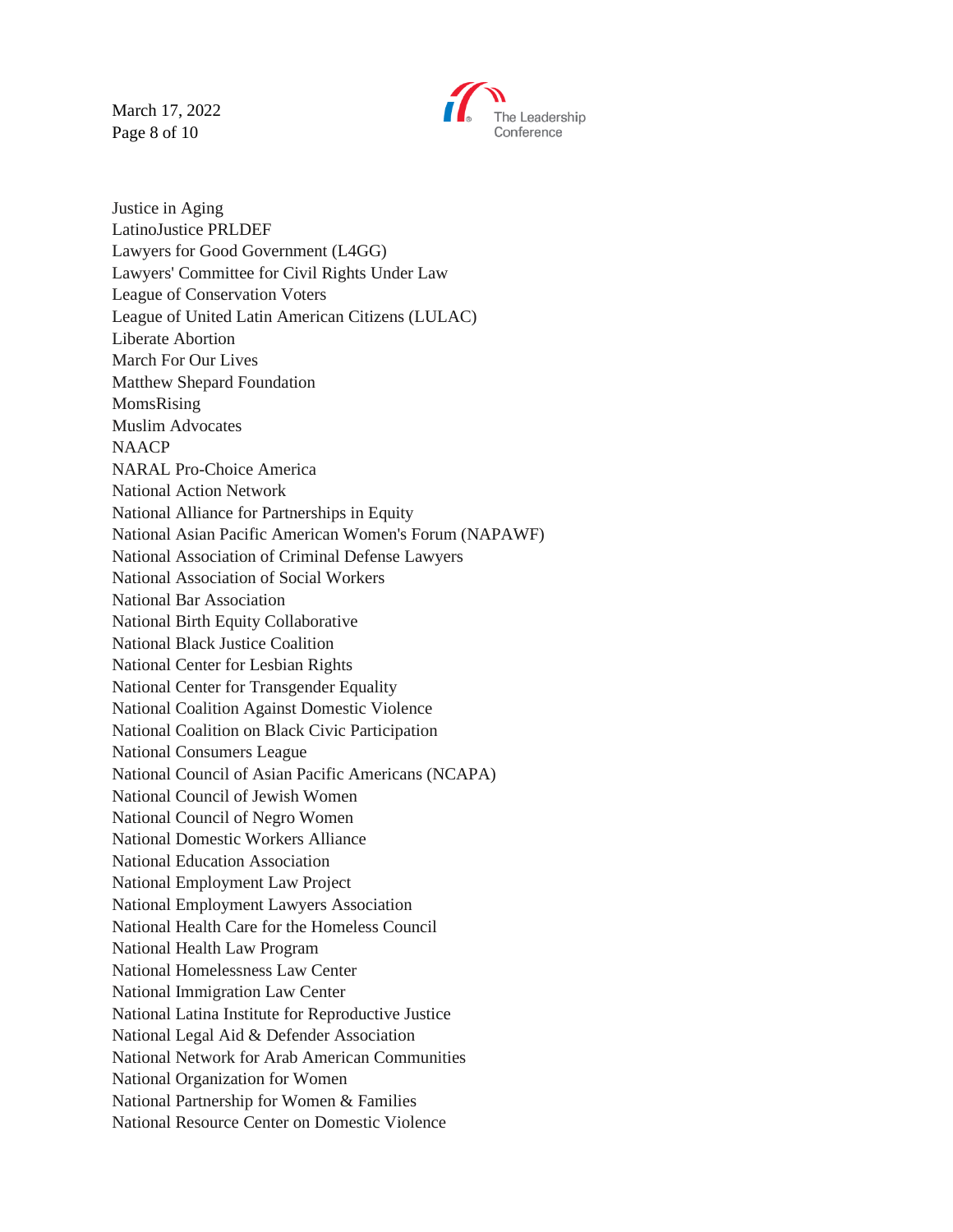Justice in Aging
LatinoJustice PRLDEF
Lawyers for Good Government (L4GG)
Lawyers' Committee for Civil Rights Under Law
League of Conservation Voters
League of United Latin American Citizens (LULAC)
Liberate Abortion
March For Our Lives
Matthew Shepard Foundation
MomsRising
Muslim Advocates
NAACP
NARAL Pro-Choice America
National Action Network
National Alliance for Partnerships in Equity
National Asian Pacific American Women's Forum (NAPAWF)
National Association of Criminal Defense Lawyers
National Association of Social Workers
National Bar Association
National Birth Equity Collaborative
National Black Justice Coalition
National Center for Lesbian Rights
National Center for Transgender Equality
National Coalition Against Domestic Violence
National Coalition on Black Civic Participation
National Consumers League
National Council of Asian Pacific Americans (NCAPA)
National Council of Jewish Women
National Council of Negro Women
National Domestic Workers Alliance
National Education Association
National Employment Law Project
National Employment Lawyers Association
National Health Care for the Homeless Council
National Health Law Program
National Homelessness Law Center
National Immigration Law Center
National Latina Institute for Reproductive Justice
National Legal Aid & Defender Association
National Network for Arab American Communities
National Organization for Women
National Partnership for Women & Families
National Resource Center on Domestic Violence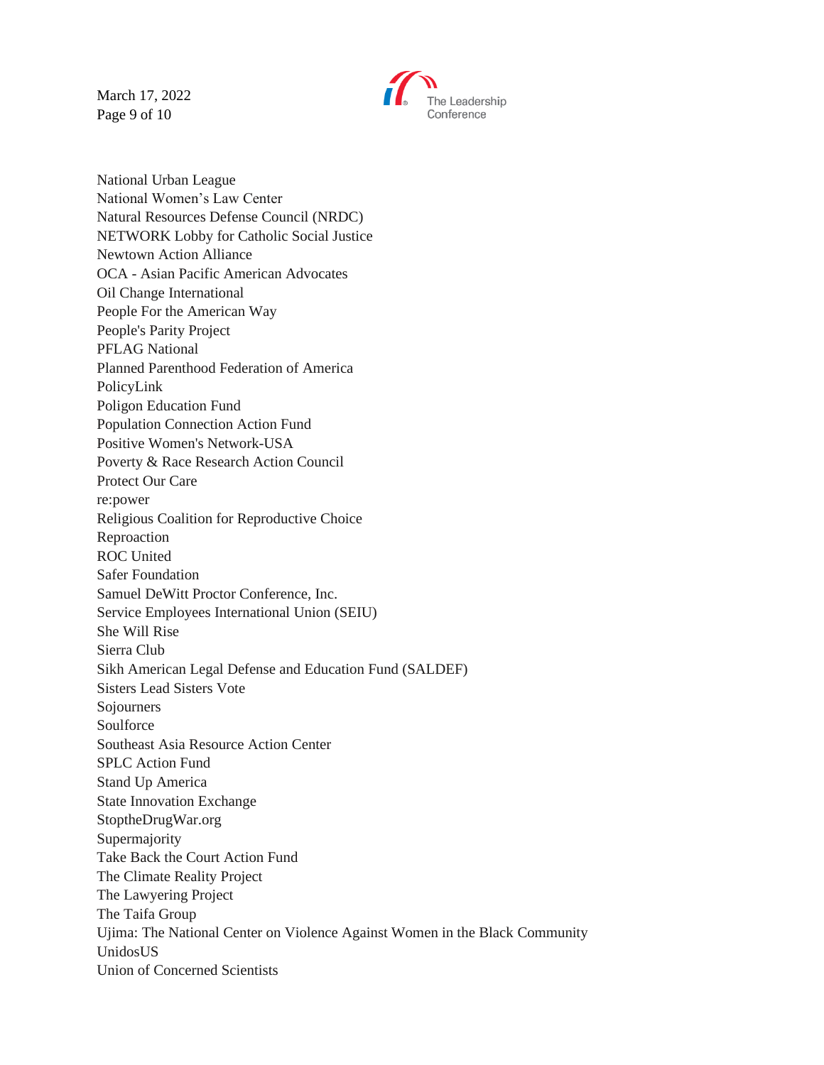National Urban League
National Women's Law Center
Natural Resources Defense Council (NRDC)
NETWORK Lobby for Catholic Social Justice
Newtown Action Alliance
OCA - Asian Pacific American Advocates
Oil Change International
People For the American Way
People's Parity Project
PFLAG National
Planned Parenthood Federation of America
PolicyLink
Poligon Education Fund
Population Connection Action Fund
Positive Women's Network-USA
Poverty & Race Research Action Council
Protect Our Care
re:power
Religious Coalition for Reproductive Choice
Reproaction
ROC United
Safer Foundation
Samuel DeWitt Proctor Conference, Inc.
Service Employees International Union (SEIU)
She Will Rise
Sierra Club
Sikh American Legal Defense and Education Fund (SALDEF)
Sisters Lead Sisters Vote
Sojourners
Soulforce
Southeast Asia Resource Action Center
SPLC Action Fund
Stand Up America
State Innovation Exchange
StoptheDrugWar.org
Supermajority
Take Back the Court Action Fund
The Climate Reality Project
The Lawyering Project
The Taifa Group
Ujima: The National Center on Violence Against Women in the Black Community
UnidosUS
Union of Concerned Scientists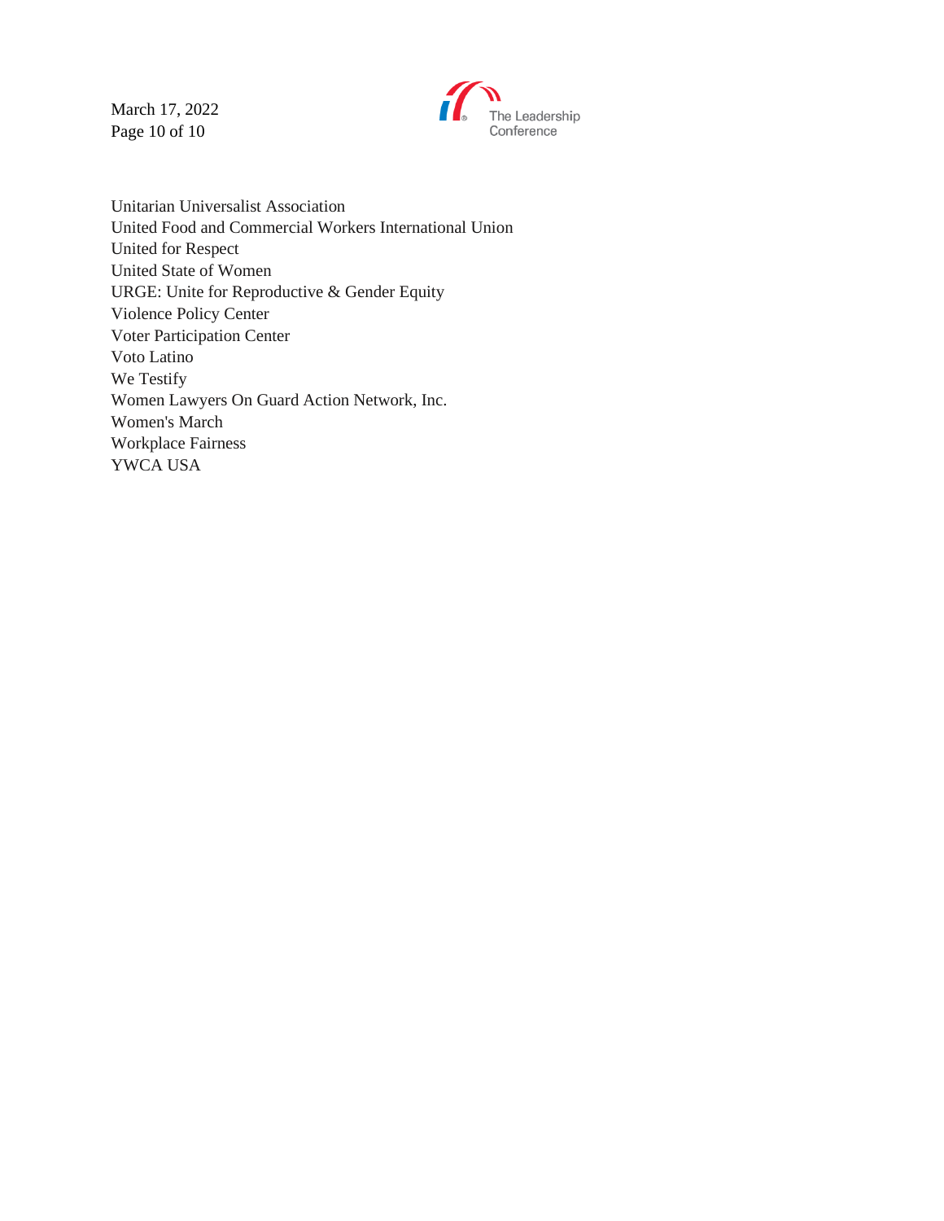Unitarian Universalist Association
United Food and Commercial Workers International Union
United for Respect
United State of Women
URGE: Unite for Reproductive & Gender Equity
Violence Policy Center
Voter Participation Center
Voto Latino
We Testify
Women Lawyers On Guard Action Network, Inc.
Women's March
Workplace Fairness
YWCA USA